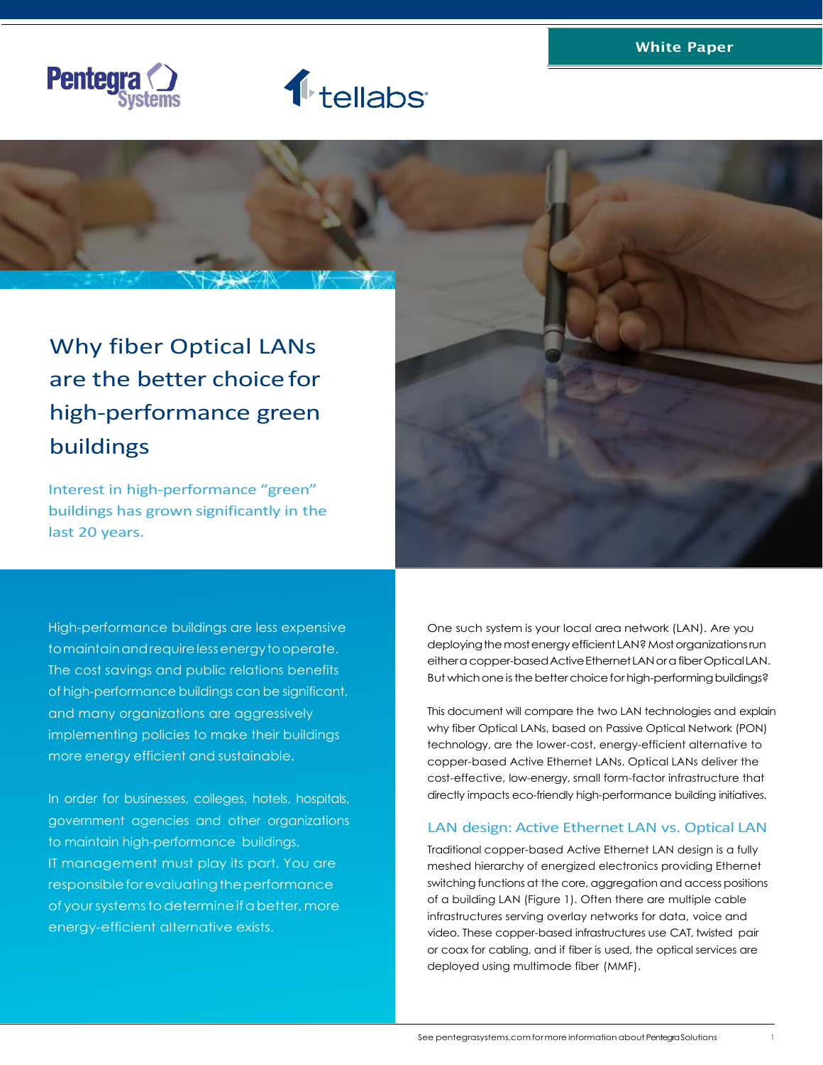White Paper

# Why fiber Optical LANs are the better choice for high-performance green buildings

Interest in high-performance "green" buildings has grown significantly in the last 20 years.

High-performance buildings are less expensive to maintain and require less energy to operate. The cost savings and public relations benefits of high-performance buildings can be significant, and many organizations are aggressively implementing policies to make their buildings more energy efficient and sustainable.

In order for businesses, colleges, hotels, hospitals, government agencies and other organizations to maintain high-performance buildings, IT management must play its part. You are responsible for evaluating the performance of your systems to determine if a better, more energy-efficient alternative exists.

One such system is your local area network (LAN). Are you deploying the most energy efficient LAN? Most organizations run either a copper-based Active Ethernet LAN or a fiber Optical LAN. But which one is the better choice for high-performing buildings?

This document will compare the two LAN technologies and explain why fiber Optical LANs, based on Passive Optical Network (PON) technology, are the lower-cost, energy-efficient alternative to copper-based Active Ethernet LANs. Optical LANs deliver the cost-effective, low-energy, small form-factor infrastructure that directly impacts eco-friendly high-performance building initiatives.

## LAN design: Active Ethernet LAN vs. Optical LAN

Traditional copper-based Active Ethernet LAN design is a fully meshed hierarchy of energized electronics providing Ethernet switching functions at the core, aggregation and access positions of a building LAN (Figure 1). Often there are multiple cable infrastructures serving overlay networks for data, voice and video. These copper-based infrastructures use CAT, twisted pair or coax for cabling, and if fiber is used, the optical services are deployed using multimode fiber (MMF).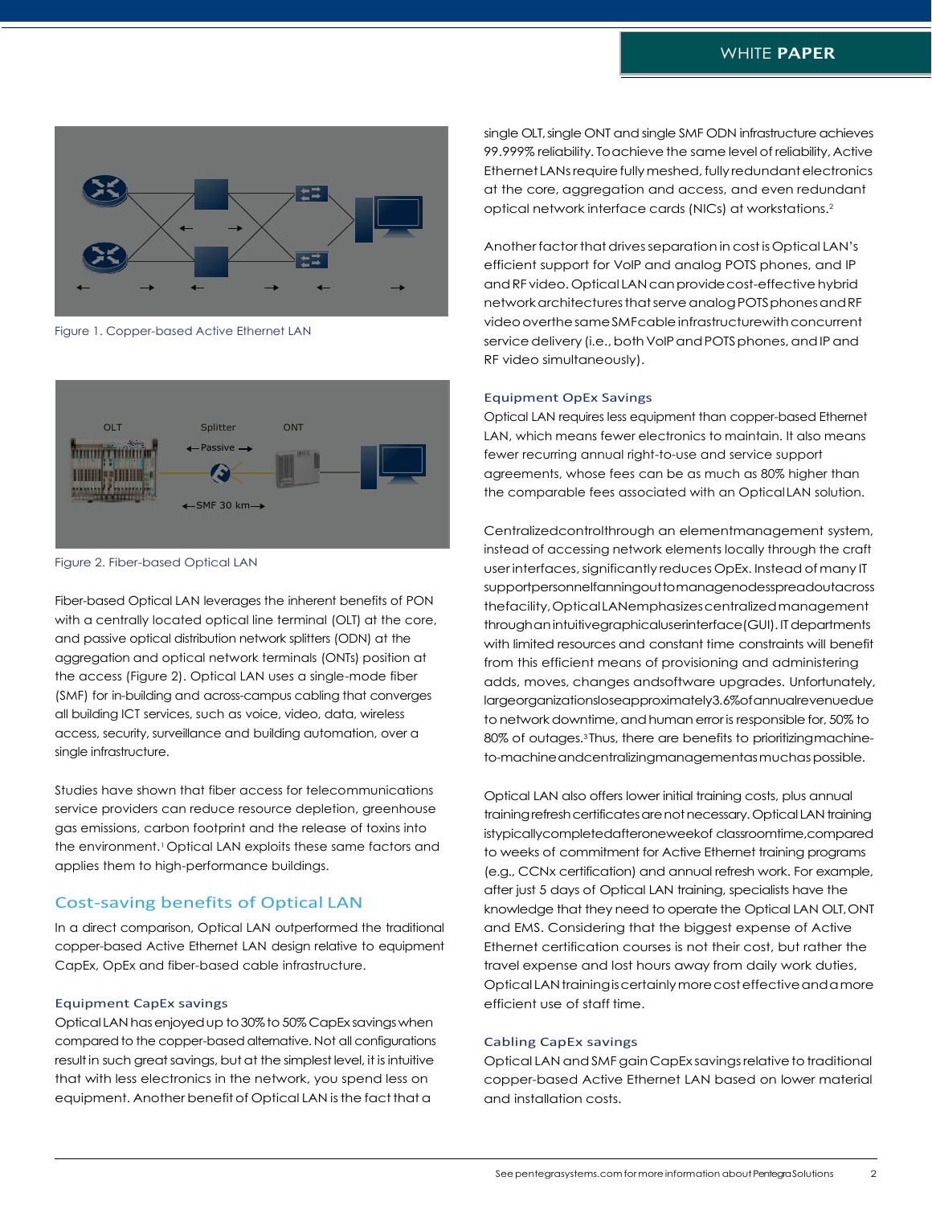Figure 1. Copper-based Active Ethernet LAN

Figure 2. Fiber-based Optical LAN

Fiber-based Optical LAN leverages the inherent benefits of PON with a centrally located optical line terminal (OLT) at the core, and passive optical distribution network splitters (ODN) at the aggregation and optical network terminals (ONTs) position at the access (Figure 2). Optical LAN uses a single-mode fiber (SMF) for in-building and across-campus cabling that converges all building ICT services, such as voice, video, data, wireless access, security, surveillance and building automation, over a single infrastructure.

Studies have shown that fiber access for telecommunications service providers can reduce resource depletion, greenhouse gas emissions, carbon footprint and the release of toxins into the environment.[1] Optical LAN exploits these same factors and applies them to high-performance buildings.

## Cost-saving benefits of Optical LAN

In a direct comparison, Optical LAN outperformed the traditional copper-based Active Ethernet LAN design relative to equipment CapEx, OpEx and fiber-based cable infrastructure.

### Equipment CapEx savings

Optical LAN has enjoyed up to 30% to 50% CapEx savings when compared to the copper-based alternative. Not all configurations result in such great savings, but at the simplest level, it is intuitive that with less electronics in the network, you spend less on equipment. Another benefit of Optical LAN is the fact that a single OLT, single ONT and single SMF ODN infrastructure achieves 99.999% reliability. To achieve the same level of reliability, Active Ethernet LANs require fully meshed, fully redundant electronics at the core, aggregation and access, and even redundant optical network interface cards (NICs) at workstations.[2]

Another factor that drives separation in cost is Optical LAN's efficient support for VoIP and analog POTS phones, and IP and RF video. Optical LAN can provide cost-effective hybrid network architectures that serve analog POTS phones and RF video over the same SMF cable infrastructure with concurrent service delivery (i.e., both VoIP and POTS phones, and IP and RF video simultaneously).

### Equipment OpEx Savings

Optical LAN requires less equipment than copper-based Ethernet LAN, which means fewer electronics to maintain. It also means fewer recurring annual right-to-use and service support agreements, whose fees can be as much as 80% higher than the comparable fees associated with an Optical LAN solution.

Centralized control through an element management system, instead of accessing network elements locally through the craft user interfaces, significantly reduces OpEx. Instead of many IT support personnel fanning out to manage nodes spread out across the facility, Optical LAN emphasizes centralized management through an intuitive graphical user interface (GUI). IT departments with limited resources and constant time constraints will benefit from this efficient means of provisioning and administering adds, moves, changes and software upgrades. Unfortunately, large organizations lose approximately 3.6% of annual revenue due to network downtime, and human error is responsible for, 50% to 80% of outages.[3] Thus, there are benefits to prioritizing machine-to-machine and centralizing management as much as possible.

Optical LAN also offers lower initial training costs, plus annual training refresh certificates are not necessary. Optical LAN training is typically completed after one week of classroom time, compared to weeks of commitment for Active Ethernet training programs (e.g., CCNx certification) and annual refresh work. For example, after just 5 days of Optical LAN training, specialists have the knowledge that they need to operate the Optical LAN OLT, ONT and EMS. Considering that the biggest expense of Active Ethernet certification courses is not their cost, but rather the travel expense and lost hours away from daily work duties, Optical LAN training is certainly more cost effective and a more efficient use of staff time.

### Cabling CapEx savings

Optical LAN and SMF gain CapEx savings relative to traditional copper-based Active Ethernet LAN based on lower material and installation costs.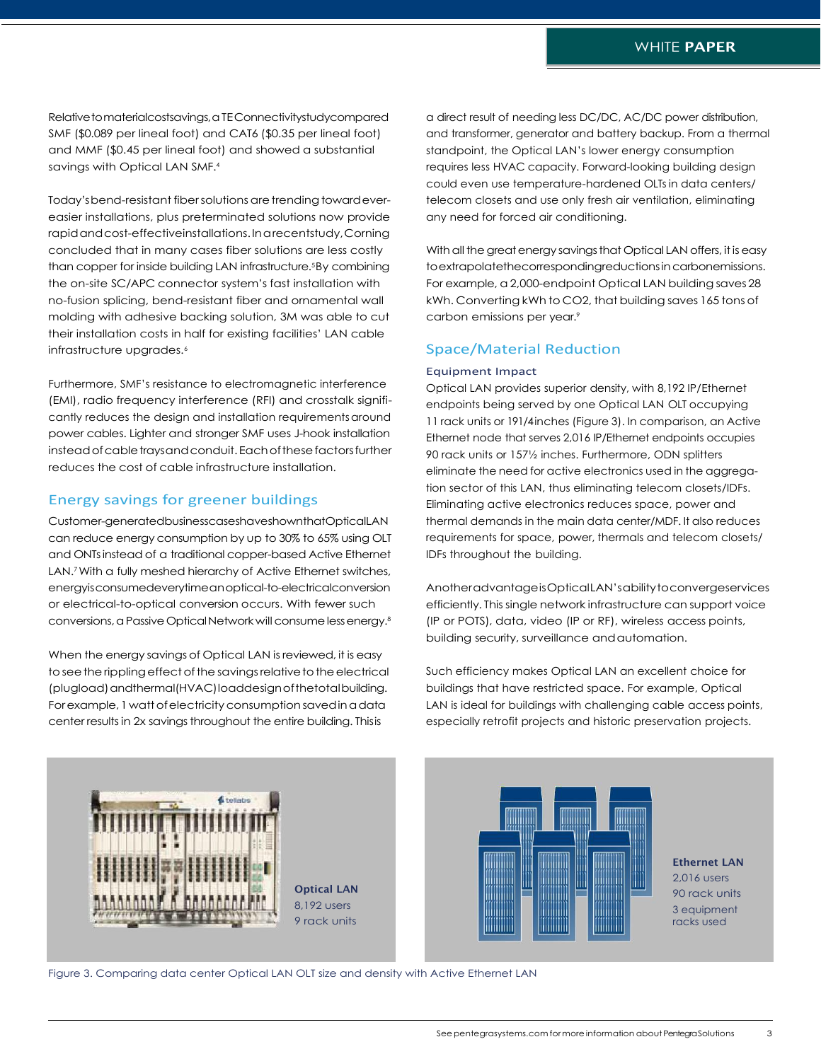Relative to material cost savings, a TE Connectivity study compared SMF ($0.089 per lineal foot) and CAT6 ($0.35 per lineal foot) and MMF ($0.45 per lineal foot) and showed a substantial savings with Optical LAN SMF.[4]

Today's bend-resistant fiber solutions are trending toward ever-easier installations, plus preterminated solutions now provide rapid and cost-effective installations. In a recent study, Corning concluded that in many cases fiber solutions are less costly than copper for inside building LAN infrastructure.[5] By combining the on-site SC/APC connector system's fast installation with no-fusion splicing, bend-resistant fiber and ornamental wall molding with adhesive backing solution, 3M was able to cut their installation costs in half for existing facilities' LAN cable infrastructure upgrades.[6]

Furthermore, SMF's resistance to electromagnetic interference (EMI), radio frequency interference (RFI) and crosstalk significantly reduces the design and installation requirements around power cables. Lighter and stronger SMF uses J-hook installation instead of cable trays and conduit. Each of these factors further reduces the cost of cable infrastructure installation.

## Energy savings for greener buildings

Customer-generated business cases have shown that Optical LAN can reduce energy consumption by up to 30% to 65% using OLT and ONTs instead of a traditional copper-based Active Ethernet LAN.[7] With a fully meshed hierarchy of Active Ethernet switches, energy is consumed every time an optical-to-electrical conversion or electrical-to-optical conversion occurs. With fewer such conversions, a Passive Optical Network will consume less energy.[8]

When the energy savings of Optical LAN is reviewed, it is easy to see the rippling effect of the savings relative to the electrical (plugload) and thermal (HVAC) load design of the total building. For example, 1 watt of electricity consumption saved in a data center results in 2x savings throughout the entire building. This is a direct result of needing less DC/DC, AC/DC power distribution, and transformer, generator and battery backup. From a thermal standpoint, the Optical LAN's lower energy consumption requires less HVAC capacity. Forward-looking building design could even use temperature-hardened OLTs in data centers/telecom closets and use only fresh air ventilation, eliminating any need for forced air conditioning.

With all the great energy savings that Optical LAN offers, it is easy to extrapolate the corresponding reductions in carbon emissions. For example, a 2,000-endpoint Optical LAN building saves 28 kWh. Converting kWh to CO2, that building saves 165 tons of carbon emissions per year.[9]

## Space/Material Reduction

### Equipment Impact

Optical LAN provides superior density, with 8,192 IP/Ethernet endpoints being served by one Optical LAN OLT occupying 11 rack units or 19 1/4 inches (Figure 3). In comparison, an Active Ethernet node that serves 2,016 IP/Ethernet endpoints occupies 90 rack units or 157½ inches. Furthermore, ODN splitters eliminate the need for active electronics used in the aggregation sector of this LAN, thus eliminating telecom closets/IDFs. Eliminating active electronics reduces space, power and thermal demands in the main data center/MDF. It also reduces requirements for space, power, thermals and telecom closets/IDFs throughout the building.

Another advantage is Optical LAN's ability to converge services efficiently. This single network infrastructure can support voice (IP or POTS), data, video (IP or RF), wireless access points, building security, surveillance and automation.

Such efficiency makes Optical LAN an excellent choice for buildings that have restricted space. For example, Optical LAN is ideal for buildings with challenging cable access points, especially retrofit projects and historic preservation projects.

**Optical LAN**
8,192 users
9 rack units

**Ethernet LAN**
2,016 users
90 rack units
3 equipment racks used

Figure 3. Comparing data center Optical LAN OLT size and density with Active Ethernet LAN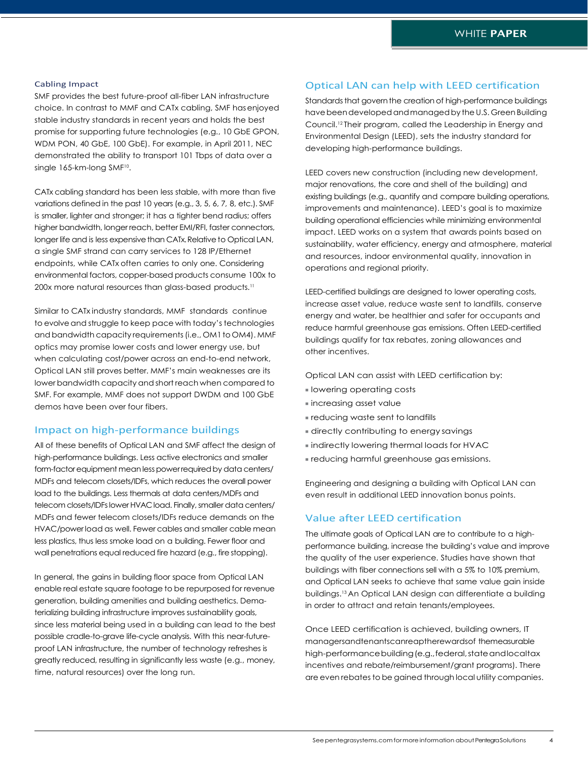### Cabling Impact

SMF provides the best future-proof all-fiber LAN infrastructure choice. In contrast to MMF and CATx cabling, SMF has enjoyed stable industry standards in recent years and holds the best promise for supporting future technologies (e.g., 10 GbE GPON, WDM PON, 40 GbE, 100 GbE). For example, in April 2011, NEC demonstrated the ability to transport 101 Tbps of data over a single 165-km-long SMF[10].

CATx cabling standard has been less stable, with more than five variations defined in the past 10 years (e.g., 3, 5, 6, 7, 8, etc.). SMF is smaller, lighter and stronger; it has a tighter bend radius; offers higher bandwidth, longer reach, better EMI/RFI, faster connectors, longer life and is less expensive than CATx. Relative to Optical LAN, a single SMF strand can carry services to 128 IP/Ethernet endpoints, while CATx often carries to only one. Considering environmental factors, copper-based products consume 100x to 200x more natural resources than glass-based products.[11]

Similar to CATx industry standards, MMF standards continue to evolve and struggle to keep pace with today's technologies and bandwidth capacity requirements (i.e., OM1 to OM4). MMF optics may promise lower costs and lower energy use, but when calculating cost/power across an end-to-end network, Optical LAN still proves better. MMF's main weaknesses are its lower bandwidth capacity and short reach when compared to SMF. For example, MMF does not support DWDM and 100 GbE demos have been over four fibers.

## Impact on high-performance buildings

All of these benefits of Optical LAN and SMF affect the design of high-performance buildings. Less active electronics and smaller form-factor equipment mean less power required by data centers/MDFs and telecom closets/IDFs, which reduces the overall power load to the buildings. Less thermals at data centers/MDFs and telecom closets/IDFs lower HVAC load. Finally, smaller data centers/MDFs and fewer telecom closets/IDFs reduce demands on the HVAC/power load as well. Fewer cables and smaller cable mean less plastics, thus less smoke load on a building. Fewer floor and wall penetrations equal reduced fire hazard (e.g., fire stopping).

In general, the gains in building floor space from Optical LAN enable real estate square footage to be repurposed for revenue generation, building amenities and building aesthetics. Dematerializing building infrastructure improves sustainability goals, since less material being used in a building can lead to the best possible cradle-to-grave life-cycle analysis. With this near-future-proof LAN infrastructure, the number of technology refreshes is greatly reduced, resulting in significantly less waste (e.g., money, time, natural resources) over the long run.

## Optical LAN can help with LEED certification

Standards that govern the creation of high-performance buildings have been developed and managed by the U.S. Green Building Council.[12] Their program, called the Leadership in Energy and Environmental Design (LEED), sets the industry standard for developing high-performance buildings.

LEED covers new construction (including new development, major renovations, the core and shell of the building) and existing buildings (e.g., quantify and compare building operations, improvements and maintenance). LEED's goal is to maximize building operational efficiencies while minimizing environmental impact. LEED works on a system that awards points based on sustainability, water efficiency, energy and atmosphere, material and resources, indoor environmental quality, innovation in operations and regional priority.

LEED-certified buildings are designed to lower operating costs, increase asset value, reduce waste sent to landfills, conserve energy and water, be healthier and safer for occupants and reduce harmful greenhouse gas emissions. Often LEED-certified buildings qualify for tax rebates, zoning allowances and other incentives.

Optical LAN can assist with LEED certification by:

- lowering operating costs
- increasing asset value
- reducing waste sent to landfills
- directly contributing to energy savings
- indirectly lowering thermal loads for HVAC
- reducing harmful greenhouse gas emissions.

Engineering and designing a building with Optical LAN can even result in additional LEED innovation bonus points.

## Value after LEED certification

The ultimate goals of Optical LAN are to contribute to a high-performance building, increase the building's value and improve the quality of the user experience. Studies have shown that buildings with fiber connections sell with a 5% to 10% premium, and Optical LAN seeks to achieve that same value gain inside buildings.[13] An Optical LAN design can differentiate a building in order to attract and retain tenants/employees.

Once LEED certification is achieved, building owners, IT managers and tenants can reap the rewards of the measurable high-performance building (e.g., federal, state and local tax incentives and rebate/reimbursement/grant programs). There are even rebates to be gained through local utility companies.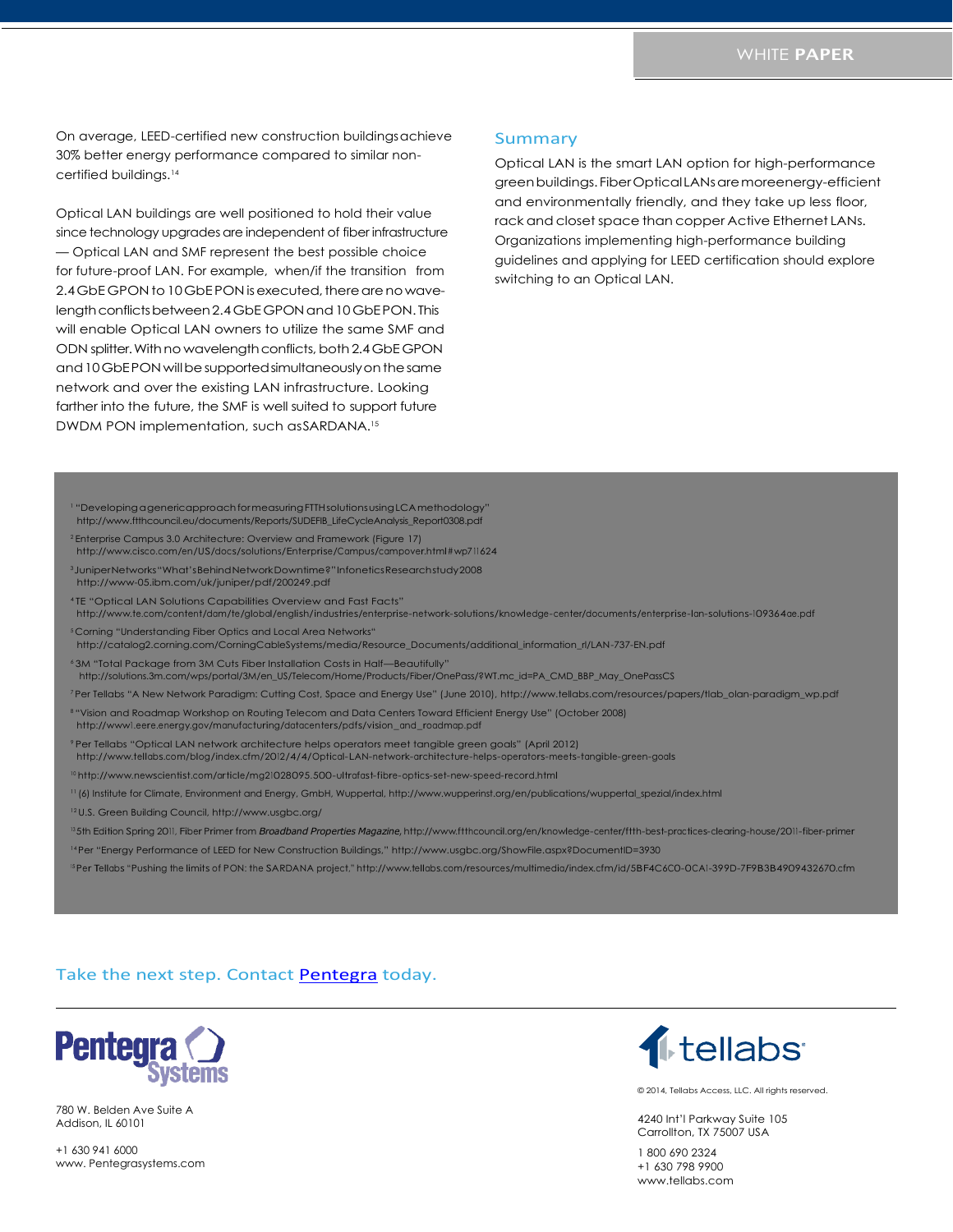On average, LEED-certified new construction buildings achieve 30% better energy performance compared to similar non-certified buildings.[14]

Optical LAN buildings are well positioned to hold their value since technology upgrades are independent of fiber infrastructure — Optical LAN and SMF represent the best possible choice for future-proof LAN. For example, when/if the transition from 2.4 GbE GPON to 10 GbE PON is executed, there are no wavelength conflicts between 2.4 GbE GPON and 10 GbE PON. This will enable Optical LAN owners to utilize the same SMF and ODN splitter. With no wavelength conflicts, both 2.4 GbE GPON and 10 GbE PON will be supported simultaneously on the same network and over the existing LAN infrastructure. Looking farther into the future, the SMF is well suited to support future DWDM PON implementation, such as SARDANA.[15]

## Summary

Optical LAN is the smart LAN option for high-performance green buildings. Fiber Optical LANs are more energy-efficient and environmentally friendly, and they take up less floor, rack and closet space than copper Active Ethernet LANs. Organizations implementing high-performance building guidelines and applying for LEED certification should explore switching to an Optical LAN.

[1] "Developing a generic approach for measuring FTTH solutions using LCA methodology" http://www.ftthcouncil.eu/documents/Reports/SUDEFIB_LifeCycleAnalysis_Report0308.pdf

[2] Enterprise Campus 3.0 Architecture: Overview and Framework (Figure 17) http://www.cisco.com/en/US/docs/solutions/Enterprise/Campus/campover.html#wp711624

[3] Juniper Networks "What's Behind Network Downtime?" Infonetics Research study 2008 http://www-05.ibm.com/uk/juniper/pdf/200249.pdf

[4] TE "Optical LAN Solutions Capabilities Overview and Fast Facts" http://www.te.com/content/dam/te/global/english/industries/enterprise-network-solutions/knowledge-center/documents/enterprise-lan-solutions-109364ae.pdf

[5] Corning "Understanding Fiber Optics and Local Area Networks" http://catalog2.corning.com/CorningCableSystems/media/Resource_Documents/additional_information_rl/LAN-737-EN.pdf

[6] 3M "Total Package from 3M Cuts Fiber Installation Costs in Half—Beautifully" http://solutions.3m.com/wps/portal/3M/en_US/Telecom/Home/Products/Fiber/OnePass/?WT.mc_id=PA_CMD_BBP_May_OnePassCS

[7] Per Tellabs "A New Network Paradigm: Cutting Cost, Space and Energy Use" (June 2010), http://www.tellabs.com/resources/papers/tlab_olan-paradigm_wp.pdf

[8] "Vision and Roadmap Workshop on Routing Telecom and Data Centers Toward Efficient Energy Use" (October 2008) http://www1.eere.energy.gov/manufacturing/datacenters/pdfs/vision_and_roadmap.pdf

[9] Per Tellabs "Optical LAN network architecture helps operators meet tangible green goals" (April 2012) http://www.tellabs.com/blog/index.cfm/2012/4/4/Optical-LAN-network-architecture-helps-operators-meets-tangible-green-goals

[10] http://www.newscientist.com/article/mg21028095.500-ultrafast-fibre-optics-set-new-speed-record.html

[11] (6) Institute for Climate, Environment and Energy, GmbH, Wuppertal, http://www.wupperinst.org/en/publications/wuppertal_spezial/index.html

[12] U.S. Green Building Council, http://www.usgbc.org/

[13] 5th Edition Spring 2011, Fiber Primer from *Broadband Properties Magazine*, http://www.ftthcouncil.org/en/knowledge-center/ftth-best-practices-clearing-house/2011-fiber-primer

[14] Per "Energy Performance of LEED for New Construction Buildings," http://www.usgbc.org/ShowFile.aspx?DocumentID=3930

[15] Per Tellabs "Pushing the limits of PON: the SARDANA project," http://www.tellabs.com/resources/multimedia/index.cfm/id/5BF4C6C0-0CA1-399D-7F9B3B4909432670.cfm

Take the next step. Contact [Pentegra](http://www.pentegrasystems.com) today.

Pentegra Systems

780 W. Belden Ave Suite A
Addison, IL 60101

+1 630 941 6000
www. Pentegrasystems.com

tellabs

© 2014, Tellabs Access, LLC. All rights reserved.

4240 Int'l Parkway Suite 105
Carrollton, TX 75007 USA

1 800 690 2324
+1 630 798 9900
www.tellabs.com